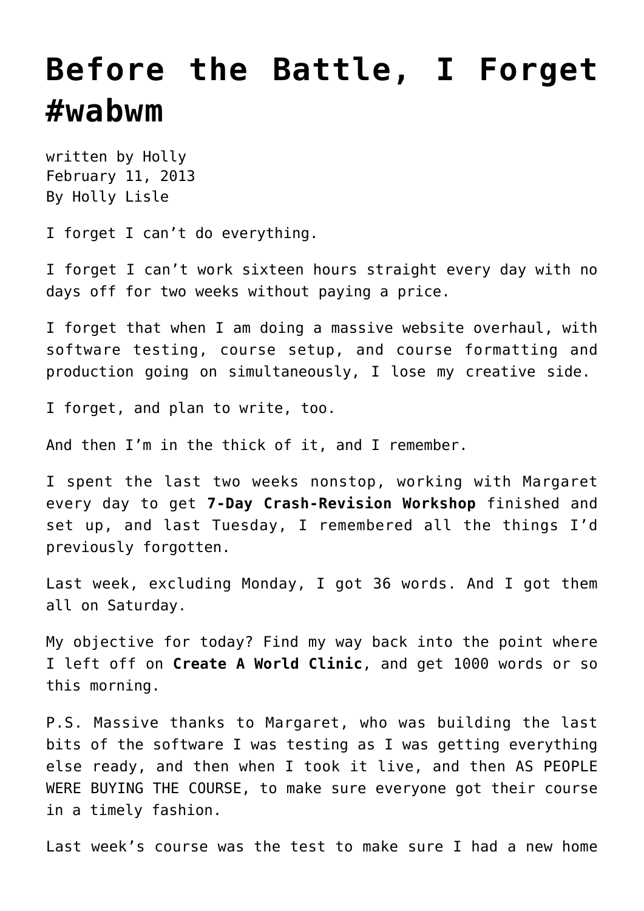# Before the Battle, I Forget #wabwm

written by Holly
February 11, 2013
By Holly Lisle

I forget I can't do everything.

I forget I can't work sixteen hours straight every day with no days off for two weeks without paying a price.

I forget that when I am doing a massive website overhaul, with software testing, course setup, and course formatting and production going on simultaneously, I lose my creative side.

I forget, and plan to write, too.

And then I'm in the thick of it, and I remember.

I spent the last two weeks nonstop, working with Margaret every day to get **7-Day Crash-Revision Workshop** finished and set up, and last Tuesday, I remembered all the things I'd previously forgotten.

Last week, excluding Monday, I got 36 words. And I got them all on Saturday.

My objective for today? Find my way back into the point where I left off on **Create A World Clinic**, and get 1000 words or so this morning.

P.S. Massive thanks to Margaret, who was building the last bits of the software I was testing as I was getting everything else ready, and then when I took it live, and then AS PEOPLE WERE BUYING THE COURSE, to make sure everyone got their course in a timely fashion.

Last week's course was the test to make sure I had a new home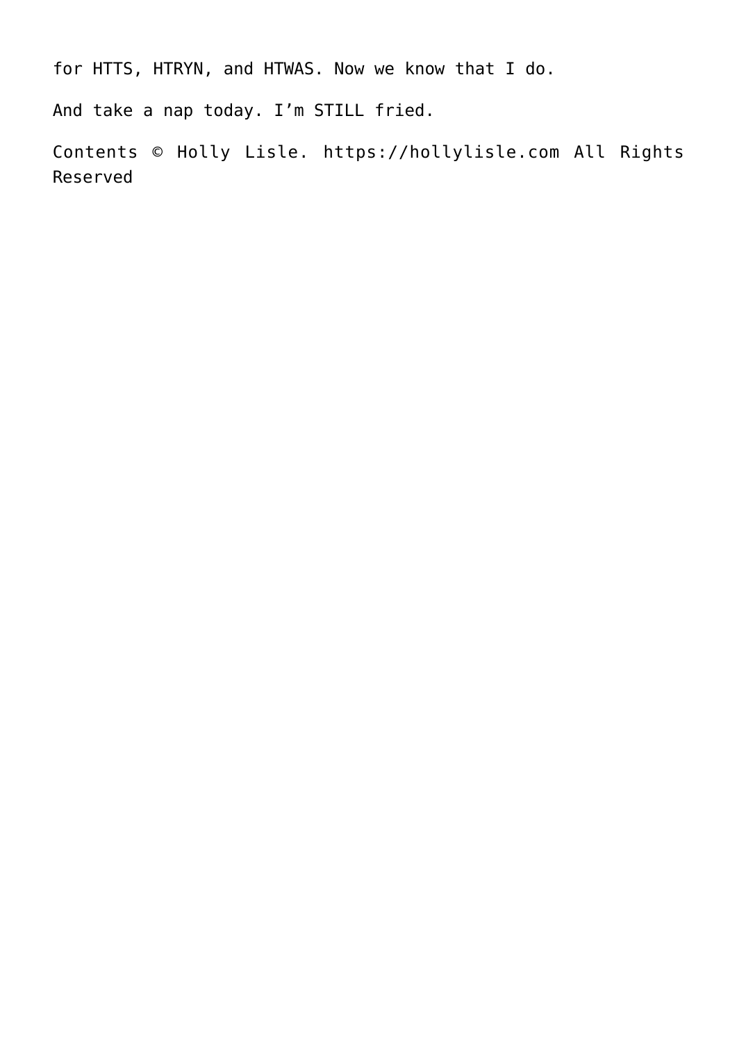for HTTS, HTRYN, and HTWAS. Now we know that I do.

And take a nap today. I'm STILL fried.

Contents © Holly Lisle. https://hollylisle.com All Rights Reserved